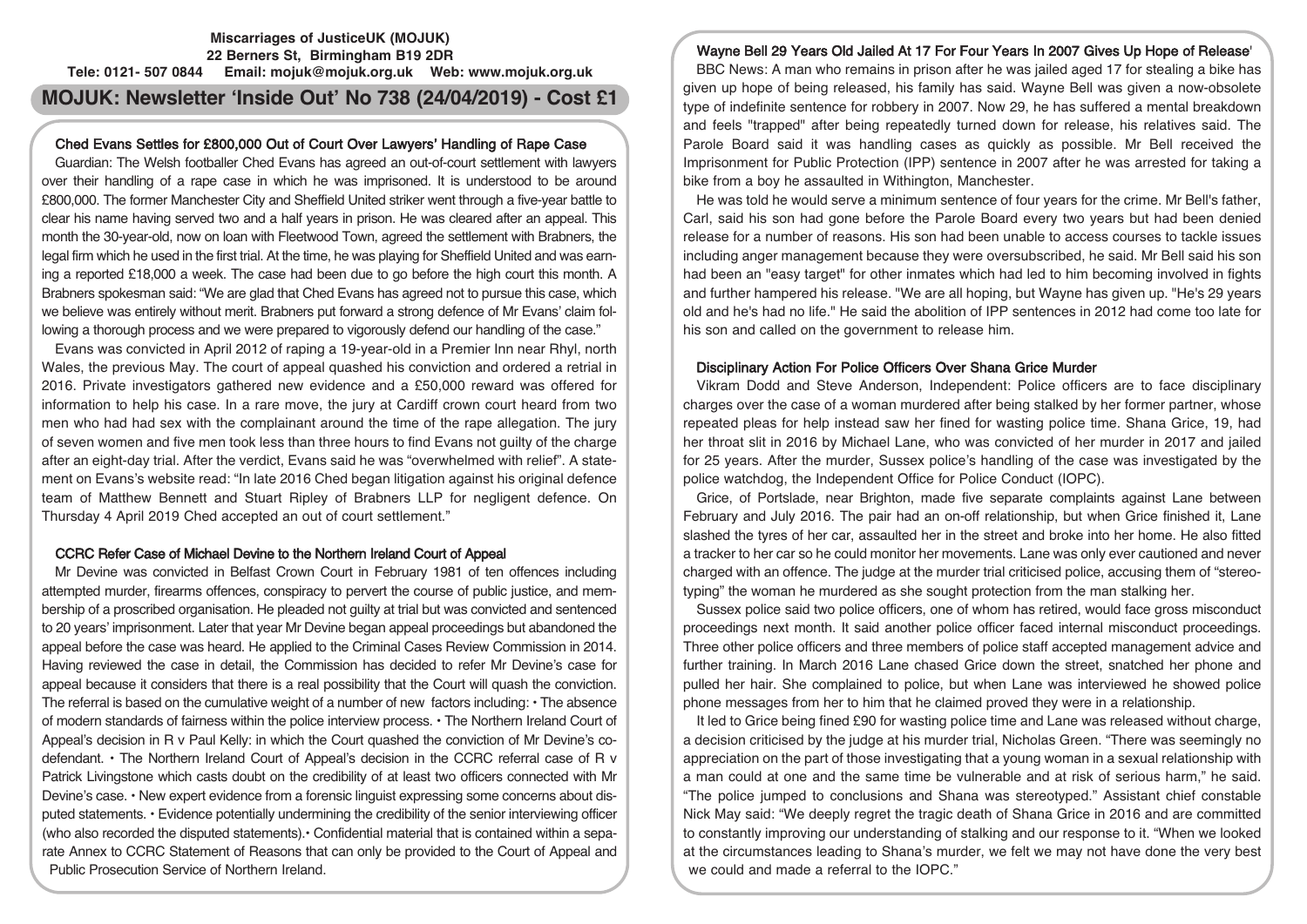**Miscarriages of JusticeUK (MOJUK)**
**22 Berners St, Birmingham B19 2DR**
**Tele: 0121- 507 0844 Email: mojuk@mojuk.org.uk Web: www.mojuk.org.uk**

# MOJUK: Newsletter 'Inside Out' No 738 (24/04/2019) - Cost £1

## Ched Evans Settles for £800,000 Out of Court Over Lawyers' Handling of Rape Case

Guardian: The Welsh footballer Ched Evans has agreed an out-of-court settlement with lawyers over their handling of a rape case in which he was imprisoned. It is understood to be around £800,000. The former Manchester City and Sheffield United striker went through a five-year battle to clear his name having served two and a half years in prison. He was cleared after an appeal. This month the 30-year-old, now on loan with Fleetwood Town, agreed the settlement with Brabners, the legal firm which he used in the first trial. At the time, he was playing for Sheffield United and was earning a reported £18,000 a week. The case had been due to go before the high court this month. A Brabners spokesman said: "We are glad that Ched Evans has agreed not to pursue this case, which we believe was entirely without merit. Brabners put forward a strong defence of Mr Evans' claim following a thorough process and we were prepared to vigorously defend our handling of the case."

Evans was convicted in April 2012 of raping a 19-year-old in a Premier Inn near Rhyl, north Wales, the previous May. The court of appeal quashed his conviction and ordered a retrial in 2016. Private investigators gathered new evidence and a £50,000 reward was offered for information to help his case. In a rare move, the jury at Cardiff crown court heard from two men who had had sex with the complainant around the time of the rape allegation. The jury of seven women and five men took less than three hours to find Evans not guilty of the charge after an eight-day trial. After the verdict, Evans said he was "overwhelmed with relief". A statement on Evans's website read: "In late 2016 Ched began litigation against his original defence team of Matthew Bennett and Stuart Ripley of Brabners LLP for negligent defence. On Thursday 4 April 2019 Ched accepted an out of court settlement."

## CCRC Refer Case of Michael Devine to the Northern Ireland Court of Appeal

Mr Devine was convicted in Belfast Crown Court in February 1981 of ten offences including attempted murder, firearms offences, conspiracy to pervert the course of public justice, and membership of a proscribed organisation. He pleaded not guilty at trial but was convicted and sentenced to 20 years' imprisonment. Later that year Mr Devine began appeal proceedings but abandoned the appeal before the case was heard. He applied to the Criminal Cases Review Commission in 2014. Having reviewed the case in detail, the Commission has decided to refer Mr Devine's case for appeal because it considers that there is a real possibility that the Court will quash the conviction. The referral is based on the cumulative weight of a number of new factors including: • The absence of modern standards of fairness within the police interview process. • The Northern Ireland Court of Appeal's decision in R v Paul Kelly: in which the Court quashed the conviction of Mr Devine's co-defendant. • The Northern Ireland Court of Appeal's decision in the CCRC referral case of R v Patrick Livingstone which casts doubt on the credibility of at least two officers connected with Mr Devine's case. • New expert evidence from a forensic linguist expressing some concerns about disputed statements. • Evidence potentially undermining the credibility of the senior interviewing officer (who also recorded the disputed statements).• Confidential material that is contained within a separate Annex to CCRC Statement of Reasons that can only be provided to the Court of Appeal and Public Prosecution Service of Northern Ireland.

## Wayne Bell 29 Years Old Jailed At 17 For Four Years In 2007 Gives Up Hope of Release'

BBC News: A man who remains in prison after he was jailed aged 17 for stealing a bike has given up hope of being released, his family has said. Wayne Bell was given a now-obsolete type of indefinite sentence for robbery in 2007. Now 29, he has suffered a mental breakdown and feels "trapped" after being repeatedly turned down for release, his relatives said. The Parole Board said it was handling cases as quickly as possible. Mr Bell received the Imprisonment for Public Protection (IPP) sentence in 2007 after he was arrested for taking a bike from a boy he assaulted in Withington, Manchester.

He was told he would serve a minimum sentence of four years for the crime. Mr Bell's father, Carl, said his son had gone before the Parole Board every two years but had been denied release for a number of reasons. His son had been unable to access courses to tackle issues including anger management because they were oversubscribed, he said. Mr Bell said his son had been an "easy target" for other inmates which had led to him becoming involved in fights and further hampered his release. "We are all hoping, but Wayne has given up. "He's 29 years old and he's had no life." He said the abolition of IPP sentences in 2012 had come too late for his son and called on the government to release him.

## Disciplinary Action For Police Officers Over Shana Grice Murder

Vikram Dodd and Steve Anderson, Independent: Police officers are to face disciplinary charges over the case of a woman murdered after being stalked by her former partner, whose repeated pleas for help instead saw her fined for wasting police time. Shana Grice, 19, had her throat slit in 2016 by Michael Lane, who was convicted of her murder in 2017 and jailed for 25 years. After the murder, Sussex police's handling of the case was investigated by the police watchdog, the Independent Office for Police Conduct (IOPC).

Grice, of Portslade, near Brighton, made five separate complaints against Lane between February and July 2016. The pair had an on-off relationship, but when Grice finished it, Lane slashed the tyres of her car, assaulted her in the street and broke into her home. He also fitted a tracker to her car so he could monitor her movements. Lane was only ever cautioned and never charged with an offence. The judge at the murder trial criticised police, accusing them of "stereotyping" the woman he murdered as she sought protection from the man stalking her.

Sussex police said two police officers, one of whom has retired, would face gross misconduct proceedings next month. It said another police officer faced internal misconduct proceedings. Three other police officers and three members of police staff accepted management advice and further training. In March 2016 Lane chased Grice down the street, snatched her phone and pulled her hair. She complained to police, but when Lane was interviewed he showed police phone messages from her to him that he claimed proved they were in a relationship.

It led to Grice being fined £90 for wasting police time and Lane was released without charge, a decision criticised by the judge at his murder trial, Nicholas Green. "There was seemingly no appreciation on the part of those investigating that a young woman in a sexual relationship with a man could at one and the same time be vulnerable and at risk of serious harm," he said. "The police jumped to conclusions and Shana was stereotyped." Assistant chief constable Nick May said: "We deeply regret the tragic death of Shana Grice in 2016 and are committed to constantly improving our understanding of stalking and our response to it. "When we looked at the circumstances leading to Shana's murder, we felt we may not have done the very best we could and made a referral to the IOPC."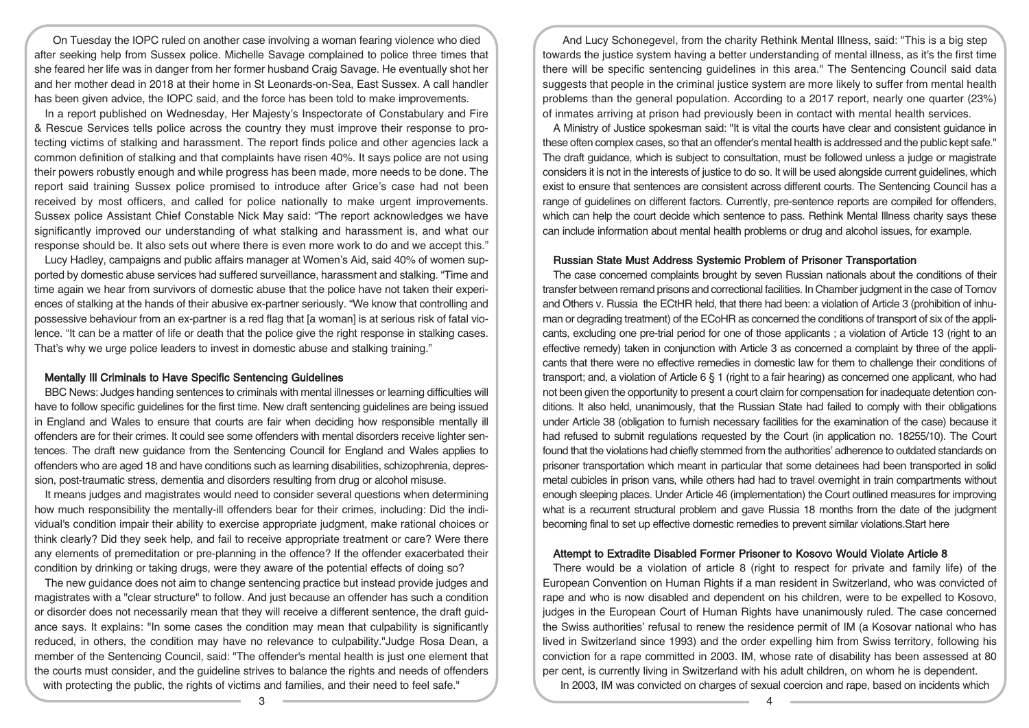On Tuesday the IOPC ruled on another case involving a woman fearing violence who died after seeking help from Sussex police. Michelle Savage complained to police three times that she feared her life was in danger from her former husband Craig Savage. He eventually shot her and her mother dead in 2018 at their home in St Leonards-on-Sea, East Sussex. A call handler has been given advice, the IOPC said, and the force has been told to make improvements.

In a report published on Wednesday, Her Majesty's Inspectorate of Constabulary and Fire & Rescue Services tells police across the country they must improve their response to protecting victims of stalking and harassment. The report finds police and other agencies lack a common definition of stalking and that complaints have risen 40%. It says police are not using their powers robustly enough and while progress has been made, more needs to be done. The report said training Sussex police promised to introduce after Grice's case had not been received by most officers, and called for police nationally to make urgent improvements. Sussex police Assistant Chief Constable Nick May said: "The report acknowledges we have significantly improved our understanding of what stalking and harassment is, and what our response should be. It also sets out where there is even more work to do and we accept this."

Lucy Hadley, campaigns and public affairs manager at Women's Aid, said 40% of women supported by domestic abuse services had suffered surveillance, harassment and stalking. "Time and time again we hear from survivors of domestic abuse that the police have not taken their experiences of stalking at the hands of their abusive ex-partner seriously. "We know that controlling and possessive behaviour from an ex-partner is a red flag that [a woman] is at serious risk of fatal violence. "It can be a matter of life or death that the police give the right response in stalking cases. That's why we urge police leaders to invest in domestic abuse and stalking training."

## Mentally Ill Criminals to Have Specific Sentencing Guidelines

BBC News: Judges handing sentences to criminals with mental illnesses or learning difficulties will have to follow specific guidelines for the first time. New draft sentencing guidelines are being issued in England and Wales to ensure that courts are fair when deciding how responsible mentally ill offenders are for their crimes. It could see some offenders with mental disorders receive lighter sentences. The draft new guidance from the Sentencing Council for England and Wales applies to offenders who are aged 18 and have conditions such as learning disabilities, schizophrenia, depression, post-traumatic stress, dementia and disorders resulting from drug or alcohol misuse.

It means judges and magistrates would need to consider several questions when determining how much responsibility the mentally-ill offenders bear for their crimes, including: Did the individual's condition impair their ability to exercise appropriate judgment, make rational choices or think clearly? Did they seek help, and fail to receive appropriate treatment or care? Were there any elements of premeditation or pre-planning in the offence? If the offender exacerbated their condition by drinking or taking drugs, were they aware of the potential effects of doing so?

The new guidance does not aim to change sentencing practice but instead provide judges and magistrates with a "clear structure" to follow. And just because an offender has such a condition or disorder does not necessarily mean that they will receive a different sentence, the draft guidance says. It explains: "In some cases the condition may mean that culpability is significantly reduced, in others, the condition may have no relevance to culpability."Judge Rosa Dean, a member of the Sentencing Council, said: "The offender's mental health is just one element that the courts must consider, and the guideline strives to balance the rights and needs of offenders with protecting the public, the rights of victims and families, and their need to feel safe."

And Lucy Schonegevel, from the charity Rethink Mental Illness, said: "This is a big step towards the justice system having a better understanding of mental illness, as it's the first time there will be specific sentencing guidelines in this area." The Sentencing Council said data suggests that people in the criminal justice system are more likely to suffer from mental health problems than the general population. According to a 2017 report, nearly one quarter (23%) of inmates arriving at prison had previously been in contact with mental health services.

A Ministry of Justice spokesman said: "It is vital the courts have clear and consistent guidance in these often complex cases, so that an offender's mental health is addressed and the public kept safe." The draft guidance, which is subject to consultation, must be followed unless a judge or magistrate considers it is not in the interests of justice to do so. It will be used alongside current guidelines, which exist to ensure that sentences are consistent across different courts. The Sentencing Council has a range of guidelines on different factors. Currently, pre-sentence reports are compiled for offenders, which can help the court decide which sentence to pass. Rethink Mental Illness charity says these can include information about mental health problems or drug and alcohol issues, for example.

## Russian State Must Address Systemic Problem of Prisoner Transportation

The case concerned complaints brought by seven Russian nationals about the conditions of their transfer between remand prisons and correctional facilities. In Chamber judgment in the case of Tomov and Others v. Russia the ECtHR held, that there had been: a violation of Article 3 (prohibition of inhuman or degrading treatment) of the ECoHR as concerned the conditions of transport of six of the applicants, excluding one pre-trial period for one of those applicants ; a violation of Article 13 (right to an effective remedy) taken in conjunction with Article 3 as concerned a complaint by three of the applicants that there were no effective remedies in domestic law for them to challenge their conditions of transport; and, a violation of Article 6 § 1 (right to a fair hearing) as concerned one applicant, who had not been given the opportunity to present a court claim for compensation for inadequate detention conditions. It also held, unanimously, that the Russian State had failed to comply with their obligations under Article 38 (obligation to furnish necessary facilities for the examination of the case) because it had refused to submit regulations requested by the Court (in application no. 18255/10). The Court found that the violations had chiefly stemmed from the authorities' adherence to outdated standards on prisoner transportation which meant in particular that some detainees had been transported in solid metal cubicles in prison vans, while others had had to travel overnight in train compartments without enough sleeping places. Under Article 46 (implementation) the Court outlined measures for improving what is a recurrent structural problem and gave Russia 18 months from the date of the judgment becoming final to set up effective domestic remedies to prevent similar violations.Start here

## Attempt to Extradite Disabled Former Prisoner to Kosovo Would Violate Article 8

There would be a violation of article 8 (right to respect for private and family life) of the European Convention on Human Rights if a man resident in Switzerland, who was convicted of rape and who is now disabled and dependent on his children, were to be expelled to Kosovo, judges in the European Court of Human Rights have unanimously ruled. The case concerned the Swiss authorities' refusal to renew the residence permit of IM (a Kosovar national who has lived in Switzerland since 1993) and the order expelling him from Swiss territory, following his conviction for a rape committed in 2003. IM, whose rate of disability has been assessed at 80 per cent, is currently living in Switzerland with his adult children, on whom he is dependent.

In 2003, IM was convicted on charges of sexual coercion and rape, based on incidents which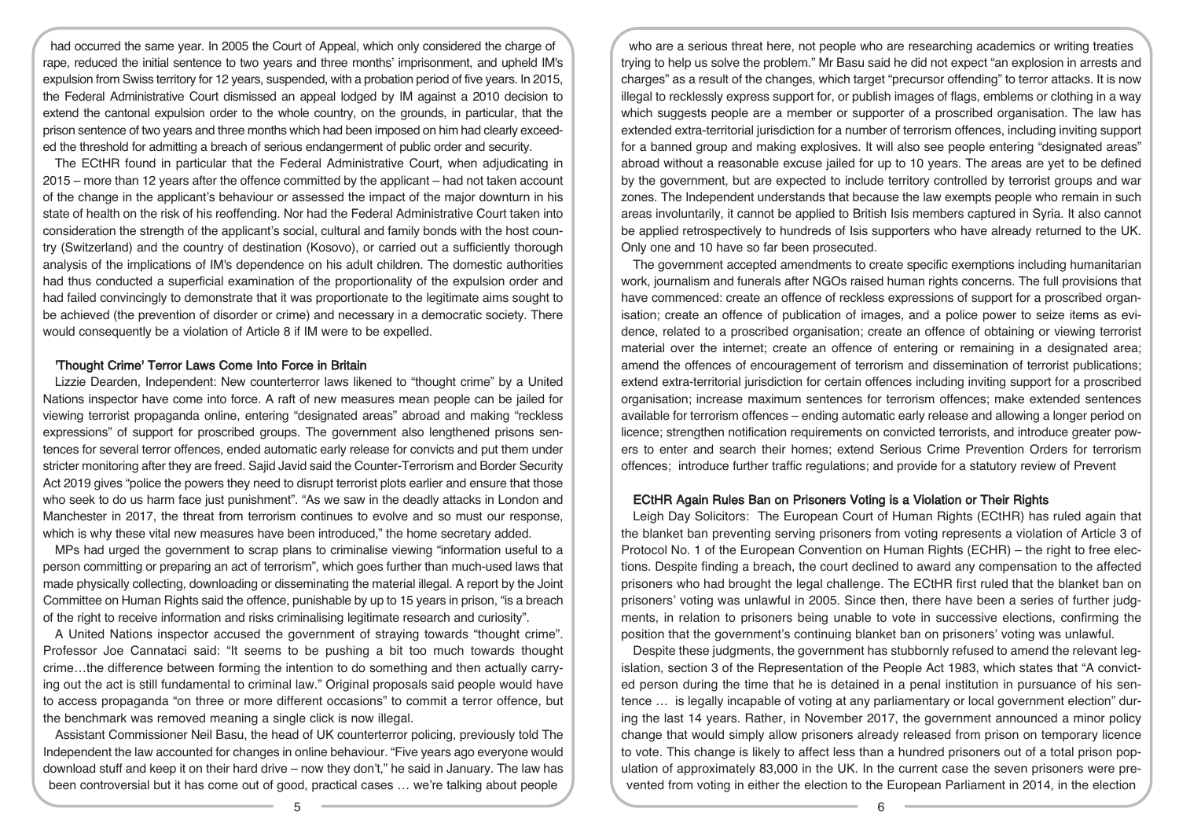had occurred the same year. In 2005 the Court of Appeal, which only considered the charge of rape, reduced the initial sentence to two years and three months' imprisonment, and upheld IM's expulsion from Swiss territory for 12 years, suspended, with a probation period of five years. In 2015, the Federal Administrative Court dismissed an appeal lodged by IM against a 2010 decision to extend the cantonal expulsion order to the whole country, on the grounds, in particular, that the prison sentence of two years and three months which had been imposed on him had clearly exceeded the threshold for admitting a breach of serious endangerment of public order and security.

The ECtHR found in particular that the Federal Administrative Court, when adjudicating in 2015 – more than 12 years after the offence committed by the applicant – had not taken account of the change in the applicant's behaviour or assessed the impact of the major downturn in his state of health on the risk of his reoffending. Nor had the Federal Administrative Court taken into consideration the strength of the applicant's social, cultural and family bonds with the host country (Switzerland) and the country of destination (Kosovo), or carried out a sufficiently thorough analysis of the implications of IM's dependence on his adult children. The domestic authorities had thus conducted a superficial examination of the proportionality of the expulsion order and had failed convincingly to demonstrate that it was proportionate to the legitimate aims sought to be achieved (the prevention of disorder or crime) and necessary in a democratic society. There would consequently be a violation of Article 8 if IM were to be expelled.

## 'Thought Crime' Terror Laws Come Into Force in Britain

Lizzie Dearden, Independent: New counterterror laws likened to "thought crime" by a United Nations inspector have come into force. A raft of new measures mean people can be jailed for viewing terrorist propaganda online, entering "designated areas" abroad and making "reckless expressions" of support for proscribed groups. The government also lengthened prisons sentences for several terror offences, ended automatic early release for convicts and put them under stricter monitoring after they are freed. Sajid Javid said the Counter-Terrorism and Border Security Act 2019 gives "police the powers they need to disrupt terrorist plots earlier and ensure that those who seek to do us harm face just punishment". "As we saw in the deadly attacks in London and Manchester in 2017, the threat from terrorism continues to evolve and so must our response, which is why these vital new measures have been introduced," the home secretary added.

MPs had urged the government to scrap plans to criminalise viewing "information useful to a person committing or preparing an act of terrorism", which goes further than much-used laws that made physically collecting, downloading or disseminating the material illegal. A report by the Joint Committee on Human Rights said the offence, punishable by up to 15 years in prison, "is a breach of the right to receive information and risks criminalising legitimate research and curiosity".

A United Nations inspector accused the government of straying towards "thought crime". Professor Joe Cannataci said: "It seems to be pushing a bit too much towards thought crime…the difference between forming the intention to do something and then actually carrying out the act is still fundamental to criminal law." Original proposals said people would have to access propaganda "on three or more different occasions" to commit a terror offence, but the benchmark was removed meaning a single click is now illegal.

Assistant Commissioner Neil Basu, the head of UK counterterror policing, previously told The Independent the law accounted for changes in online behaviour. "Five years ago everyone would download stuff and keep it on their hard drive – now they don't," he said in January. The law has been controversial but it has come out of good, practical cases … we're talking about people who are a serious threat here, not people who are researching academics or writing treaties trying to help us solve the problem." Mr Basu said he did not expect "an explosion in arrests and charges" as a result of the changes, which target "precursor offending" to terror attacks. It is now illegal to recklessly express support for, or publish images of flags, emblems or clothing in a way which suggests people are a member or supporter of a proscribed organisation. The law has extended extra-territorial jurisdiction for a number of terrorism offences, including inviting support for a banned group and making explosives. It will also see people entering "designated areas" abroad without a reasonable excuse jailed for up to 10 years. The areas are yet to be defined by the government, but are expected to include territory controlled by terrorist groups and war zones. The Independent understands that because the law exempts people who remain in such areas involuntarily, it cannot be applied to British Isis members captured in Syria. It also cannot be applied retrospectively to hundreds of Isis supporters who have already returned to the UK. Only one and 10 have so far been prosecuted.

The government accepted amendments to create specific exemptions including humanitarian work, journalism and funerals after NGOs raised human rights concerns. The full provisions that have commenced: create an offence of reckless expressions of support for a proscribed organisation; create an offence of publication of images, and a police power to seize items as evidence, related to a proscribed organisation; create an offence of obtaining or viewing terrorist material over the internet; create an offence of entering or remaining in a designated area; amend the offences of encouragement of terrorism and dissemination of terrorist publications; extend extra-territorial jurisdiction for certain offences including inviting support for a proscribed organisation; increase maximum sentences for terrorism offences; make extended sentences available for terrorism offences – ending automatic early release and allowing a longer period on licence; strengthen notification requirements on convicted terrorists, and introduce greater powers to enter and search their homes; extend Serious Crime Prevention Orders for terrorism offences; introduce further traffic regulations; and provide for a statutory review of Prevent

## ECtHR Again Rules Ban on Prisoners Voting is a Violation or Their Rights

Leigh Day Solicitors: The European Court of Human Rights (ECtHR) has ruled again that the blanket ban preventing serving prisoners from voting represents a violation of Article 3 of Protocol No. 1 of the European Convention on Human Rights (ECHR) – the right to free elections. Despite finding a breach, the court declined to award any compensation to the affected prisoners who had brought the legal challenge. The ECtHR first ruled that the blanket ban on prisoners' voting was unlawful in 2005. Since then, there have been a series of further judgments, in relation to prisoners being unable to vote in successive elections, confirming the position that the government's continuing blanket ban on prisoners' voting was unlawful.

Despite these judgments, the government has stubbornly refused to amend the relevant legislation, section 3 of the Representation of the People Act 1983, which states that "A convicted person during the time that he is detained in a penal institution in pursuance of his sentence … is legally incapable of voting at any parliamentary or local government election" during the last 14 years. Rather, in November 2017, the government announced a minor policy change that would simply allow prisoners already released from prison on temporary licence to vote. This change is likely to affect less than a hundred prisoners out of a total prison population of approximately 83,000 in the UK. In the current case the seven prisoners were prevented from voting in either the election to the European Parliament in 2014, in the election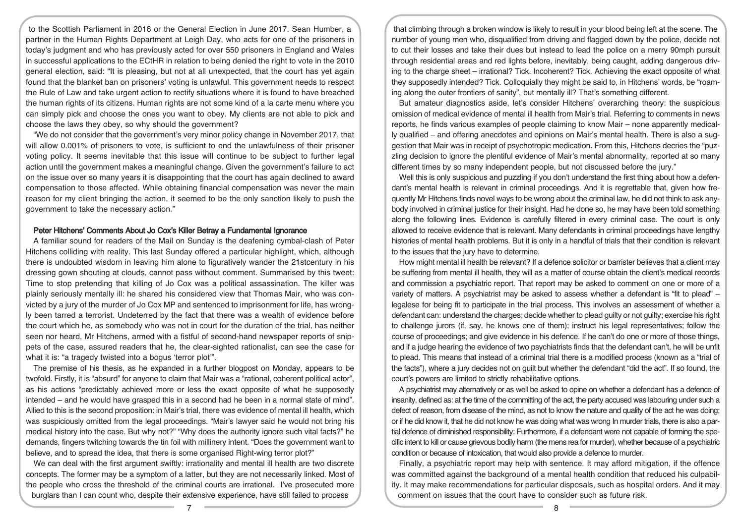to the Scottish Parliament in 2016 or the General Election in June 2017. Sean Humber, a partner in the Human Rights Department at Leigh Day, who acts for one of the prisoners in today's judgment and who has previously acted for over 550 prisoners in England and Wales in successful applications to the ECtHR in relation to being denied the right to vote in the 2010 general election, said: "It is pleasing, but not at all unexpected, that the court has yet again found that the blanket ban on prisoners' voting is unlawful. This government needs to respect the Rule of Law and take urgent action to rectify situations where it is found to have breached the human rights of its citizens. Human rights are not some kind of a la carte menu where you can simply pick and choose the ones you want to obey. My clients are not able to pick and choose the laws they obey, so why should the government?

"We do not consider that the government's very minor policy change in November 2017, that will allow 0.001% of prisoners to vote, is sufficient to end the unlawfulness of their prisoner voting policy. It seems inevitable that this issue will continue to be subject to further legal action until the government makes a meaningful change. Given the government's failure to act on the issue over so many years it is disappointing that the court has again declined to award compensation to those affected. While obtaining financial compensation was never the main reason for my client bringing the action, it seemed to be the only sanction likely to push the government to take the necessary action."

## Peter Hitchens' Comments About Jo Cox's Killer Betray a Fundamental Ignorance

A familiar sound for readers of the Mail on Sunday is the deafening cymbal-clash of Peter Hitchens colliding with reality. This last Sunday offered a particular highlight, which, although there is undoubted wisdom in leaving him alone to figuratively wander the 21stcentury in his dressing gown shouting at clouds, cannot pass without comment. Summarised by this tweet: Time to stop pretending that killing of Jo Cox was a political assassination. The killer was plainly seriously mentally ill: he shared his considered view that Thomas Mair, who was convicted by a jury of the murder of Jo Cox MP and sentenced to imprisonment for life, has wrongly been tarred a terrorist. Undeterred by the fact that there was a wealth of evidence before the court which he, as somebody who was not in court for the duration of the trial, has neither seen nor heard, Mr Hitchens, armed with a fistful of second-hand newspaper reports of snippets of the case, assured readers that he, the clear-sighted rationalist, can see the case for what it is: "a tragedy twisted into a bogus 'terror plot'".

The premise of his thesis, as he expanded in a further blogpost on Monday, appears to be twofold. Firstly, it is "absurd" for anyone to claim that Mair was a "rational, coherent political actor", as his actions "predictably achieved more or less the exact opposite of what he supposedly intended – and he would have grasped this in a second had he been in a normal state of mind". Allied to this is the second proposition: in Mair's trial, there was evidence of mental ill health, which was suspiciously omitted from the legal proceedings. "Mair's lawyer said he would not bring his medical history into the case. But why not?" "Why does the authority ignore such vital facts?" he demands, fingers twitching towards the tin foil with millinery intent. "Does the government want to believe, and to spread the idea, that there is some organised Right-wing terror plot?"

We can deal with the first argument swiftly: irrationality and mental ill health are two discrete concepts. The former may be a symptom of a latter, but they are not necessarily linked. Most of the people who cross the threshold of the criminal courts are irrational. I've prosecuted more burglars than I can count who, despite their extensive experience, have still failed to process that climbing through a broken window is likely to result in your blood being left at the scene. The number of young men who, disqualified from driving and flagged down by the police, decide not to cut their losses and take their dues but instead to lead the police on a merry 90mph pursuit through residential areas and red lights before, inevitably, being caught, adding dangerous driving to the charge sheet – irrational? Tick. Incoherent? Tick. Achieving the exact opposite of what they supposedly intended? Tick. Colloquially they might be said to, in Hitchens' words, be "roaming along the outer frontiers of sanity", but mentally ill? That's something different.

But amateur diagnostics aside, let's consider Hitchens' overarching theory: the suspicious omission of medical evidence of mental ill health from Mair's trial. Referring to comments in news reports, he finds various examples of people claiming to know Mair – none apparently medically qualified – and offering anecdotes and opinions on Mair's mental health. There is also a suggestion that Mair was in receipt of psychotropic medication. From this, Hitchens decries the "puzzling decision to ignore the plentiful evidence of Mair's mental abnormality, reported at so many different times by so many independent people, but not discussed before the jury."

Well this is only suspicious and puzzling if you don't understand the first thing about how a defendant's mental health is relevant in criminal proceedings. And it is regrettable that, given how frequently Mr Hitchens finds novel ways to be wrong about the criminal law, he did not think to ask anybody involved in criminal justice for their insight. Had he done so, he may have been told something along the following lines. Evidence is carefully filtered in every criminal case. The court is only allowed to receive evidence that is relevant. Many defendants in criminal proceedings have lengthy histories of mental health problems. But it is only in a handful of trials that their condition is relevant to the issues that the jury have to determine.

How might mental ill health be relevant? If a defence solicitor or barrister believes that a client may be suffering from mental ill health, they will as a matter of course obtain the client's medical records and commission a psychiatric report. That report may be asked to comment on one or more of a variety of matters. A psychiatrist may be asked to assess whether a defendant is "fit to plead" – legalese for being fit to participate in the trial process. This involves an assessment of whether a defendant can: understand the charges; decide whether to plead guilty or not guilty; exercise his right to challenge jurors (if, say, he knows one of them); instruct his legal representatives; follow the course of proceedings; and give evidence in his defence. If he can't do one or more of those things, and if a judge hearing the evidence of two psychiatrists finds that the defendant can't, he will be unfit to plead. This means that instead of a criminal trial there is a modified process (known as a "trial of the facts"), where a jury decides not on guilt but whether the defendant "did the act". If so found, the court's powers are limited to strictly rehabilitative options.

A psychiatrist may alternatively or as well be asked to opine on whether a defendant has a defence of insanity, defined as: at the time of the committing of the act, the party accused was labouring under such a defect of reason, from disease of the mind, as not to know the nature and quality of the act he was doing; or if he did know it, that he did not know he was doing what was wrong In murder trials, there is also a partial defence of diminished responsibility: Furthermore, if a defendant were not capable of forming the specific intent to kill or cause grievous bodily harm (the mens rea for murder), whether because of a psychiatric condition or because of intoxication, that would also provide a defence to murder.

Finally, a psychiatric report may help with sentence. It may afford mitigation, if the offence was committed against the background of a mental health condition that reduced his culpability. It may make recommendations for particular disposals, such as hospital orders. And it may comment on issues that the court have to consider such as future risk.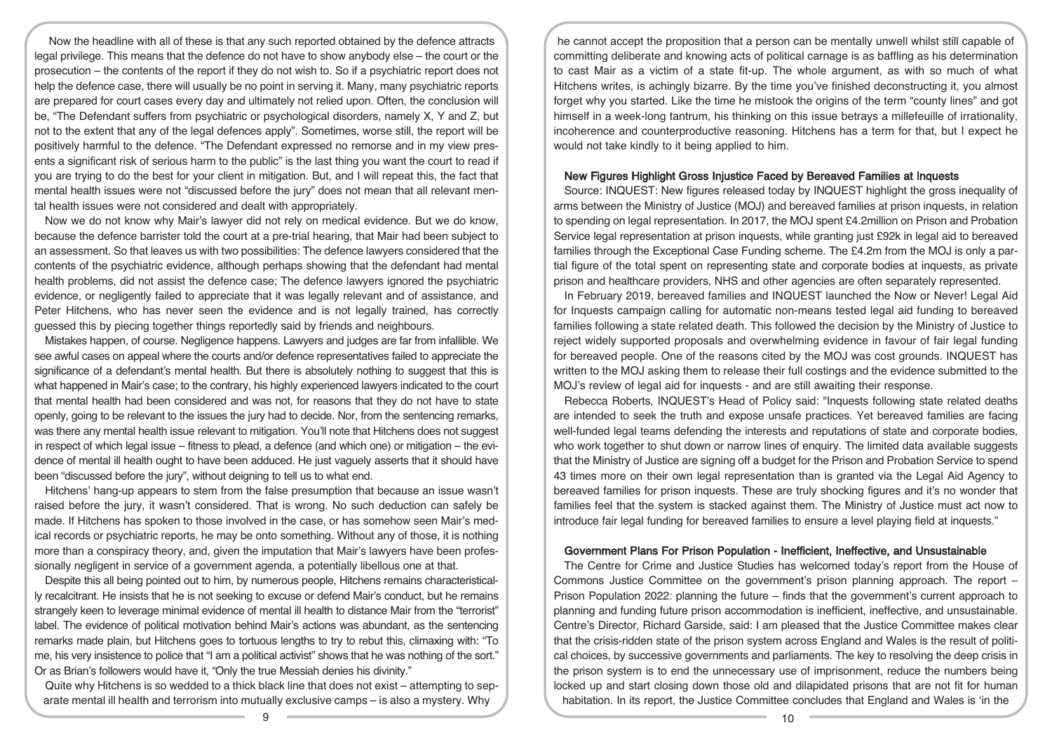Now the headline with all of these is that any such reported obtained by the defence attracts legal privilege. This means that the defence do not have to show anybody else – the court or the prosecution – the contents of the report if they do not wish to. So if a psychiatric report does not help the defence case, there will usually be no point in serving it. Many, many psychiatric reports are prepared for court cases every day and ultimately not relied upon. Often, the conclusion will be, "The Defendant suffers from psychiatric or psychological disorders, namely X, Y and Z, but not to the extent that any of the legal defences apply". Sometimes, worse still, the report will be positively harmful to the defence. "The Defendant expressed no remorse and in my view presents a significant risk of serious harm to the public" is the last thing you want the court to read if you are trying to do the best for your client in mitigation. But, and I will repeat this, the fact that mental health issues were not "discussed before the jury" does not mean that all relevant mental health issues were not considered and dealt with appropriately.

Now we do not know why Mair's lawyer did not rely on medical evidence. But we do know, because the defence barrister told the court at a pre-trial hearing, that Mair had been subject to an assessment. So that leaves us with two possibilities: The defence lawyers considered that the contents of the psychiatric evidence, although perhaps showing that the defendant had mental health problems, did not assist the defence case; The defence lawyers ignored the psychiatric evidence, or negligently failed to appreciate that it was legally relevant and of assistance, and Peter Hitchens, who has never seen the evidence and is not legally trained, has correctly guessed this by piecing together things reportedly said by friends and neighbours.

Mistakes happen, of course. Negligence happens. Lawyers and judges are far from infallible. We see awful cases on appeal where the courts and/or defence representatives failed to appreciate the significance of a defendant's mental health. But there is absolutely nothing to suggest that this is what happened in Mair's case; to the contrary, his highly experienced lawyers indicated to the court that mental health had been considered and was not, for reasons that they do not have to state openly, going to be relevant to the issues the jury had to decide. Nor, from the sentencing remarks, was there any mental health issue relevant to mitigation. You'll note that Hitchens does not suggest in respect of which legal issue – fitness to plead, a defence (and which one) or mitigation – the evidence of mental ill health ought to have been adduced. He just vaguely asserts that it should have been "discussed before the jury", without deigning to tell us to what end.

Hitchens' hang-up appears to stem from the false presumption that because an issue wasn't raised before the jury, it wasn't considered. That is wrong. No such deduction can safely be made. If Hitchens has spoken to those involved in the case, or has somehow seen Mair's medical records or psychiatric reports, he may be onto something. Without any of those, it is nothing more than a conspiracy theory, and, given the imputation that Mair's lawyers have been professionally negligent in service of a government agenda, a potentially libellous one at that.

Despite this all being pointed out to him, by numerous people, Hitchens remains characteristically recalcitrant. He insists that he is not seeking to excuse or defend Mair's conduct, but he remains strangely keen to leverage minimal evidence of mental ill health to distance Mair from the "terrorist" label. The evidence of political motivation behind Mair's actions was abundant, as the sentencing remarks made plain, but Hitchens goes to tortuous lengths to try to rebut this, climaxing with: "To me, his very insistence to police that "I am a political activist" shows that he was nothing of the sort." Or as Brian's followers would have it, "Only the true Messiah denies his divinity."

Quite why Hitchens is so wedded to a thick black line that does not exist – attempting to separate mental ill health and terrorism into mutually exclusive camps – is also a mystery. Why he cannot accept the proposition that a person can be mentally unwell whilst still capable of committing deliberate and knowing acts of political carnage is as baffling as his determination to cast Mair as a victim of a state fit-up. The whole argument, as with so much of what Hitchens writes, is achingly bizarre. By the time you've finished deconstructing it, you almost forget why you started. Like the time he mistook the origins of the term "county lines" and got himself in a week-long tantrum, his thinking on this issue betrays a millefeuille of irrationality, incoherence and counterproductive reasoning. Hitchens has a term for that, but I expect he would not take kindly to it being applied to him.

## New Figures Highlight Gross Injustice Faced by Bereaved Families at Inquests

Source: INQUEST: New figures released today by INQUEST highlight the gross inequality of arms between the Ministry of Justice (MOJ) and bereaved families at prison inquests, in relation to spending on legal representation. In 2017, the MOJ spent £4.2million on Prison and Probation Service legal representation at prison inquests, while granting just £92k in legal aid to bereaved families through the Exceptional Case Funding scheme. The £4.2m from the MOJ is only a partial figure of the total spent on representing state and corporate bodies at inquests, as private prison and healthcare providers, NHS and other agencies are often separately represented.

In February 2019, bereaved families and INQUEST launched the Now or Never! Legal Aid for Inquests campaign calling for automatic non-means tested legal aid funding to bereaved families following a state related death. This followed the decision by the Ministry of Justice to reject widely supported proposals and overwhelming evidence in favour of fair legal funding for bereaved people. One of the reasons cited by the MOJ was cost grounds. INQUEST has written to the MOJ asking them to release their full costings and the evidence submitted to the MOJ's review of legal aid for inquests - and are still awaiting their response.

Rebecca Roberts, INQUEST's Head of Policy said: "Inquests following state related deaths are intended to seek the truth and expose unsafe practices. Yet bereaved families are facing well-funded legal teams defending the interests and reputations of state and corporate bodies, who work together to shut down or narrow lines of enquiry. The limited data available suggests that the Ministry of Justice are signing off a budget for the Prison and Probation Service to spend 43 times more on their own legal representation than is granted via the Legal Aid Agency to bereaved families for prison inquests. These are truly shocking figures and it's no wonder that families feel that the system is stacked against them. The Ministry of Justice must act now to introduce fair legal funding for bereaved families to ensure a level playing field at inquests."

## Government Plans For Prison Population - Inefficient, Ineffective, and Unsustainable

The Centre for Crime and Justice Studies has welcomed today's report from the House of Commons Justice Committee on the government's prison planning approach. The report – Prison Population 2022: planning the future – finds that the government's current approach to planning and funding future prison accommodation is inefficient, ineffective, and unsustainable. Centre's Director, Richard Garside, said: I am pleased that the Justice Committee makes clear that the crisis-ridden state of the prison system across England and Wales is the result of political choices, by successive governments and parliaments. The key to resolving the deep crisis in the prison system is to end the unnecessary use of imprisonment, reduce the numbers being locked up and start closing down those old and dilapidated prisons that are not fit for human habitation. In its report, the Justice Committee concludes that England and Wales is 'in the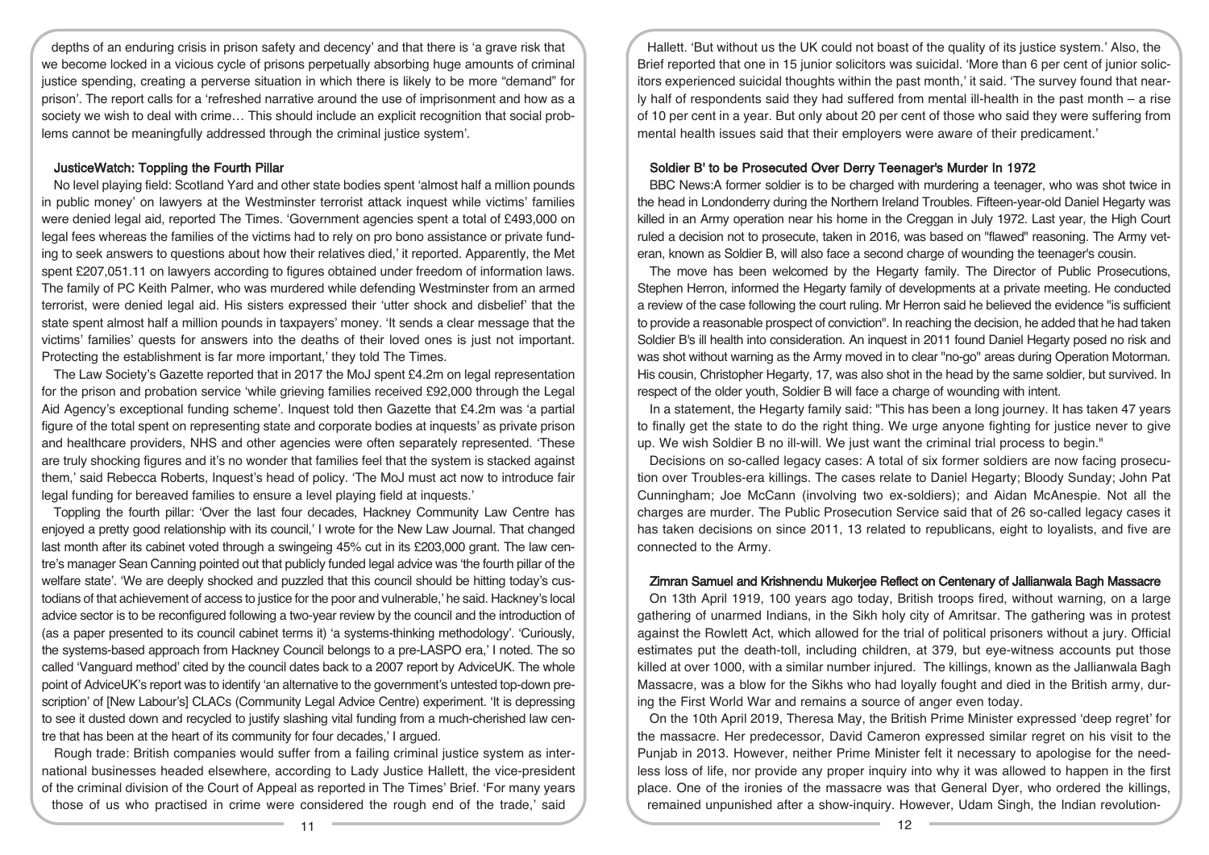depths of an enduring crisis in prison safety and decency' and that there is 'a grave risk that we become locked in a vicious cycle of prisons perpetually absorbing huge amounts of criminal justice spending, creating a perverse situation in which there is likely to be more "demand" for prison'. The report calls for a 'refreshed narrative around the use of imprisonment and how as a society we wish to deal with crime… This should include an explicit recognition that social problems cannot be meaningfully addressed through the criminal justice system'.

### JusticeWatch: Toppling the Fourth Pillar

No level playing field: Scotland Yard and other state bodies spent 'almost half a million pounds in public money' on lawyers at the Westminster terrorist attack inquest while victims' families were denied legal aid, reported The Times. 'Government agencies spent a total of £493,000 on legal fees whereas the families of the victims had to rely on pro bono assistance or private funding to seek answers to questions about how their relatives died,' it reported. Apparently, the Met spent £207,051.11 on lawyers according to figures obtained under freedom of information laws. The family of PC Keith Palmer, who was murdered while defending Westminster from an armed terrorist, were denied legal aid. His sisters expressed their 'utter shock and disbelief' that the state spent almost half a million pounds in taxpayers' money. 'It sends a clear message that the victims' families' quests for answers into the deaths of their loved ones is just not important. Protecting the establishment is far more important,' they told The Times.

The Law Society's Gazette reported that in 2017 the MoJ spent £4.2m on legal representation for the prison and probation service 'while grieving families received £92,000 through the Legal Aid Agency's exceptional funding scheme'. Inquest told then Gazette that £4.2m was 'a partial figure of the total spent on representing state and corporate bodies at inquests' as private prison and healthcare providers, NHS and other agencies were often separately represented. 'These are truly shocking figures and it's no wonder that families feel that the system is stacked against them,' said Rebecca Roberts, Inquest's head of policy. 'The MoJ must act now to introduce fair legal funding for bereaved families to ensure a level playing field at inquests.'

Toppling the fourth pillar: 'Over the last four decades, Hackney Community Law Centre has enjoyed a pretty good relationship with its council,' I wrote for the New Law Journal. That changed last month after its cabinet voted through a swingeing 45% cut in its £203,000 grant. The law centre's manager Sean Canning pointed out that publicly funded legal advice was 'the fourth pillar of the welfare state'. 'We are deeply shocked and puzzled that this council should be hitting today's custodians of that achievement of access to justice for the poor and vulnerable,' he said. Hackney's local advice sector is to be reconfigured following a two-year review by the council and the introduction of (as a paper presented to its council cabinet terms it) 'a systems-thinking methodology'. 'Curiously, the systems-based approach from Hackney Council belongs to a pre-LASPO era,' I noted. The so called 'Vanguard method' cited by the council dates back to a 2007 report by AdviceUK. The whole point of AdviceUK's report was to identify 'an alternative to the government's untested top-down prescription' of [New Labour's] CLACs (Community Legal Advice Centre) experiment. 'It is depressing to see it dusted down and recycled to justify slashing vital funding from a much-cherished law centre that has been at the heart of its community for four decades,' I argued.

Rough trade: British companies would suffer from a failing criminal justice system as international businesses headed elsewhere, according to Lady Justice Hallett, the vice-president of the criminal division of the Court of Appeal as reported in The Times' Brief. 'For many years those of us who practised in crime were considered the rough end of the trade,' said Hallett. 'But without us the UK could not boast of the quality of its justice system.' Also, the Brief reported that one in 15 junior solicitors was suicidal. 'More than 6 per cent of junior solicitors experienced suicidal thoughts within the past month,' it said. 'The survey found that nearly half of respondents said they had suffered from mental ill-health in the past month – a rise of 10 per cent in a year. But only about 20 per cent of those who said they were suffering from mental health issues said that their employers were aware of their predicament.'

### Soldier B' to be Prosecuted Over Derry Teenager's Murder In 1972

BBC News:A former soldier is to be charged with murdering a teenager, who was shot twice in the head in Londonderry during the Northern Ireland Troubles. Fifteen-year-old Daniel Hegarty was killed in an Army operation near his home in the Creggan in July 1972. Last year, the High Court ruled a decision not to prosecute, taken in 2016, was based on "flawed" reasoning. The Army veteran, known as Soldier B, will also face a second charge of wounding the teenager's cousin.

The move has been welcomed by the Hegarty family. The Director of Public Prosecutions, Stephen Herron, informed the Hegarty family of developments at a private meeting. He conducted a review of the case following the court ruling. Mr Herron said he believed the evidence "is sufficient to provide a reasonable prospect of conviction". In reaching the decision, he added that he had taken Soldier B's ill health into consideration. An inquest in 2011 found Daniel Hegarty posed no risk and was shot without warning as the Army moved in to clear "no-go" areas during Operation Motorman. His cousin, Christopher Hegarty, 17, was also shot in the head by the same soldier, but survived. In respect of the older youth, Soldier B will face a charge of wounding with intent.

In a statement, the Hegarty family said: "This has been a long journey. It has taken 47 years to finally get the state to do the right thing. We urge anyone fighting for justice never to give up. We wish Soldier B no ill-will. We just want the criminal trial process to begin."

Decisions on so-called legacy cases: A total of six former soldiers are now facing prosecution over Troubles-era killings. The cases relate to Daniel Hegarty; Bloody Sunday; John Pat Cunningham; Joe McCann (involving two ex-soldiers); and Aidan McAnespie. Not all the charges are murder. The Public Prosecution Service said that of 26 so-called legacy cases it has taken decisions on since 2011, 13 related to republicans, eight to loyalists, and five are connected to the Army.

### Zimran Samuel and Krishnendu Mukerjee Reflect on Centenary of Jallianwala Bagh Massacre

On 13th April 1919, 100 years ago today, British troops fired, without warning, on a large gathering of unarmed Indians, in the Sikh holy city of Amritsar. The gathering was in protest against the Rowlett Act, which allowed for the trial of political prisoners without a jury. Official estimates put the death-toll, including children, at 379, but eye-witness accounts put those killed at over 1000, with a similar number injured. The killings, known as the Jallianwala Bagh Massacre, was a blow for the Sikhs who had loyally fought and died in the British army, during the First World War and remains a source of anger even today.

On the 10th April 2019, Theresa May, the British Prime Minister expressed 'deep regret' for the massacre. Her predecessor, David Cameron expressed similar regret on his visit to the Punjab in 2013. However, neither Prime Minister felt it necessary to apologise for the needless loss of life, nor provide any proper inquiry into why it was allowed to happen in the first place. One of the ironies of the massacre was that General Dyer, who ordered the killings, remained unpunished after a show-inquiry. However, Udam Singh, the Indian revolution-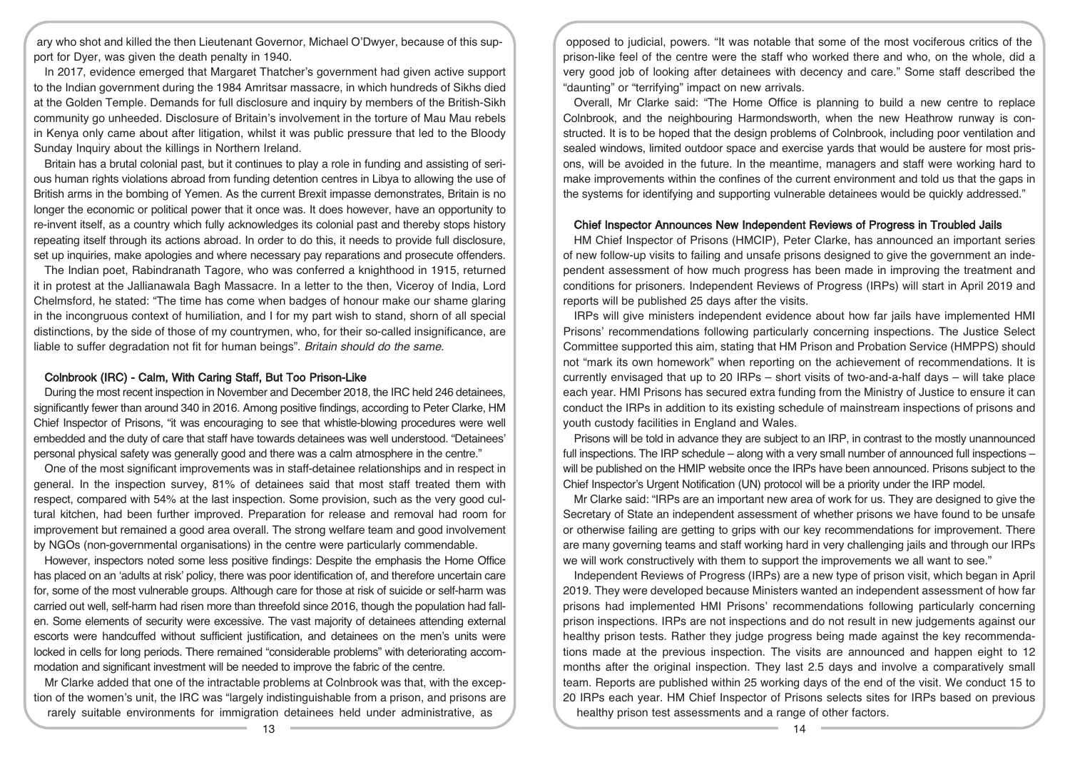ary who shot and killed the then Lieutenant Governor, Michael O'Dwyer, because of this support for Dyer, was given the death penalty in 1940.

In 2017, evidence emerged that Margaret Thatcher's government had given active support to the Indian government during the 1984 Amritsar massacre, in which hundreds of Sikhs died at the Golden Temple. Demands for full disclosure and inquiry by members of the British-Sikh community go unheeded. Disclosure of Britain's involvement in the torture of Mau Mau rebels in Kenya only came about after litigation, whilst it was public pressure that led to the Bloody Sunday Inquiry about the killings in Northern Ireland.

Britain has a brutal colonial past, but it continues to play a role in funding and assisting of serious human rights violations abroad from funding detention centres in Libya to allowing the use of British arms in the bombing of Yemen. As the current Brexit impasse demonstrates, Britain is no longer the economic or political power that it once was. It does however, have an opportunity to re-invent itself, as a country which fully acknowledges its colonial past and thereby stops history repeating itself through its actions abroad. In order to do this, it needs to provide full disclosure, set up inquiries, make apologies and where necessary pay reparations and prosecute offenders.

The Indian poet, Rabindranath Tagore, who was conferred a knighthood in 1915, returned it in protest at the Jallianawala Bagh Massacre. In a letter to the then, Viceroy of India, Lord Chelmsford, he stated: "The time has come when badges of honour make our shame glaring in the incongruous context of humiliation, and I for my part wish to stand, shorn of all special distinctions, by the side of those of my countrymen, who, for their so-called insignificance, are liable to suffer degradation not fit for human beings". *Britain should do the same.*

### Colnbrook (IRC) - Calm, With Caring Staff, But Too Prison-Like

During the most recent inspection in November and December 2018, the IRC held 246 detainees, significantly fewer than around 340 in 2016. Among positive findings, according to Peter Clarke, HM Chief Inspector of Prisons, "it was encouraging to see that whistle-blowing procedures were well embedded and the duty of care that staff have towards detainees was well understood. "Detainees' personal physical safety was generally good and there was a calm atmosphere in the centre."

One of the most significant improvements was in staff-detainee relationships and in respect in general. In the inspection survey, 81% of detainees said that most staff treated them with respect, compared with 54% at the last inspection. Some provision, such as the very good cultural kitchen, had been further improved. Preparation for release and removal had room for improvement but remained a good area overall. The strong welfare team and good involvement by NGOs (non-governmental organisations) in the centre were particularly commendable.

However, inspectors noted some less positive findings: Despite the emphasis the Home Office has placed on an 'adults at risk' policy, there was poor identification of, and therefore uncertain care for, some of the most vulnerable groups. Although care for those at risk of suicide or self-harm was carried out well, self-harm had risen more than threefold since 2016, though the population had fallen. Some elements of security were excessive. The vast majority of detainees attending external escorts were handcuffed without sufficient justification, and detainees on the men's units were locked in cells for long periods. There remained "considerable problems" with deteriorating accommodation and significant investment will be needed to improve the fabric of the centre.

Mr Clarke added that one of the intractable problems at Colnbrook was that, with the exception of the women's unit, the IRC was "largely indistinguishable from a prison, and prisons are rarely suitable environments for immigration detainees held under administrative, as opposed to judicial, powers. "It was notable that some of the most vociferous critics of the prison-like feel of the centre were the staff who worked there and who, on the whole, did a very good job of looking after detainees with decency and care." Some staff described the "daunting" or "terrifying" impact on new arrivals.

Overall, Mr Clarke said: "The Home Office is planning to build a new centre to replace Colnbrook, and the neighbouring Harmondsworth, when the new Heathrow runway is constructed. It is to be hoped that the design problems of Colnbrook, including poor ventilation and sealed windows, limited outdoor space and exercise yards that would be austere for most prisons, will be avoided in the future. In the meantime, managers and staff were working hard to make improvements within the confines of the current environment and told us that the gaps in the systems for identifying and supporting vulnerable detainees would be quickly addressed."

### Chief Inspector Announces New Independent Reviews of Progress in Troubled Jails

HM Chief Inspector of Prisons (HMCIP), Peter Clarke, has announced an important series of new follow-up visits to failing and unsafe prisons designed to give the government an independent assessment of how much progress has been made in improving the treatment and conditions for prisoners. Independent Reviews of Progress (IRPs) will start in April 2019 and reports will be published 25 days after the visits.

IRPs will give ministers independent evidence about how far jails have implemented HMI Prisons' recommendations following particularly concerning inspections. The Justice Select Committee supported this aim, stating that HM Prison and Probation Service (HMPPS) should not "mark its own homework" when reporting on the achievement of recommendations. It is currently envisaged that up to 20 IRPs – short visits of two-and-a-half days – will take place each year. HMI Prisons has secured extra funding from the Ministry of Justice to ensure it can conduct the IRPs in addition to its existing schedule of mainstream inspections of prisons and youth custody facilities in England and Wales.

Prisons will be told in advance they are subject to an IRP, in contrast to the mostly unannounced full inspections. The IRP schedule – along with a very small number of announced full inspections – will be published on the HMIP website once the IRPs have been announced. Prisons subject to the Chief Inspector's Urgent Notification (UN) protocol will be a priority under the IRP model.

Mr Clarke said: "IRPs are an important new area of work for us. They are designed to give the Secretary of State an independent assessment of whether prisons we have found to be unsafe or otherwise failing are getting to grips with our key recommendations for improvement. There are many governing teams and staff working hard in very challenging jails and through our IRPs we will work constructively with them to support the improvements we all want to see."

Independent Reviews of Progress (IRPs) are a new type of prison visit, which began in April 2019. They were developed because Ministers wanted an independent assessment of how far prisons had implemented HMI Prisons' recommendations following particularly concerning prison inspections. IRPs are not inspections and do not result in new judgements against our healthy prison tests. Rather they judge progress being made against the key recommendations made at the previous inspection. The visits are announced and happen eight to 12 months after the original inspection. They last 2.5 days and involve a comparatively small team. Reports are published within 25 working days of the end of the visit. We conduct 15 to 20 IRPs each year. HM Chief Inspector of Prisons selects sites for IRPs based on previous healthy prison test assessments and a range of other factors.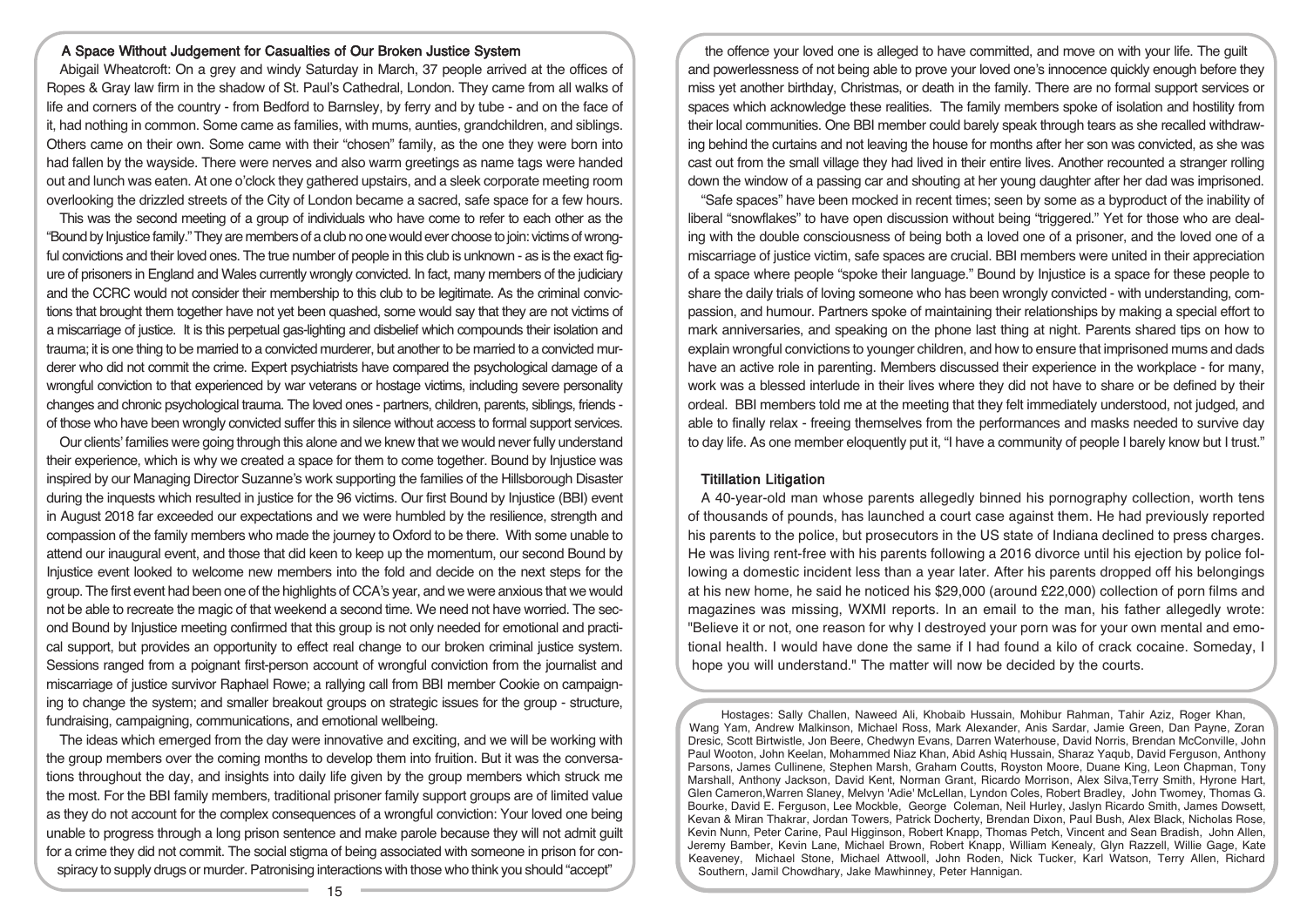### A Space Without Judgement for Casualties of Our Broken Justice System

Abigail Wheatcroft: On a grey and windy Saturday in March, 37 people arrived at the offices of Ropes & Gray law firm in the shadow of St. Paul's Cathedral, London. They came from all walks of life and corners of the country - from Bedford to Barnsley, by ferry and by tube - and on the face of it, had nothing in common. Some came as families, with mums, aunties, grandchildren, and siblings. Others came on their own. Some came with their "chosen" family, as the one they were born into had fallen by the wayside. There were nerves and also warm greetings as name tags were handed out and lunch was eaten. At one o'clock they gathered upstairs, and a sleek corporate meeting room overlooking the drizzled streets of the City of London became a sacred, safe space for a few hours.

This was the second meeting of a group of individuals who have come to refer to each other as the "Bound by Injustice family." They are members of a club no one would ever choose to join: victims of wrongful convictions and their loved ones. The true number of people in this club is unknown - as is the exact figure of prisoners in England and Wales currently wrongly convicted. In fact, many members of the judiciary and the CCRC would not consider their membership to this club to be legitimate. As the criminal convictions that brought them together have not yet been quashed, some would say that they are not victims of a miscarriage of justice. It is this perpetual gas-lighting and disbelief which compounds their isolation and trauma; it is one thing to be married to a convicted murderer, but another to be married to a convicted murderer who did not commit the crime. Expert psychiatrists have compared the psychological damage of a wrongful conviction to that experienced by war veterans or hostage victims, including severe personality changes and chronic psychological trauma. The loved ones - partners, children, parents, siblings, friends - of those who have been wrongly convicted suffer this in silence without access to formal support services.

Our clients' families were going through this alone and we knew that we would never fully understand their experience, which is why we created a space for them to come together. Bound by Injustice was inspired by our Managing Director Suzanne's work supporting the families of the Hillsborough Disaster during the inquests which resulted in justice for the 96 victims. Our first Bound by Injustice (BBI) event in August 2018 far exceeded our expectations and we were humbled by the resilience, strength and compassion of the family members who made the journey to Oxford to be there. With some unable to attend our inaugural event, and those that did keen to keep up the momentum, our second Bound by Injustice event looked to welcome new members into the fold and decide on the next steps for the group. The first event had been one of the highlights of CCA's year, and we were anxious that we would not be able to recreate the magic of that weekend a second time. We need not have worried. The second Bound by Injustice meeting confirmed that this group is not only needed for emotional and practical support, but provides an opportunity to effect real change to our broken criminal justice system. Sessions ranged from a poignant first-person account of wrongful conviction from the journalist and miscarriage of justice survivor Raphael Rowe; a rallying call from BBI member Cookie on campaigning to change the system; and smaller breakout groups on strategic issues for the group - structure, fundraising, campaigning, communications, and emotional wellbeing.

The ideas which emerged from the day were innovative and exciting, and we will be working with the group members over the coming months to develop them into fruition. But it was the conversations throughout the day, and insights into daily life given by the group members which struck me the most. For the BBI family members, traditional prisoner family support groups are of limited value as they do not account for the complex consequences of a wrongful conviction: Your loved one being unable to progress through a long prison sentence and make parole because they will not admit guilt for a crime they did not commit. The social stigma of being associated with someone in prison for conspiracy to supply drugs or murder. Patronising interactions with those who think you should "accept" the offence your loved one is alleged to have committed, and move on with your life. The guilt and powerlessness of not being able to prove your loved one's innocence quickly enough before they miss yet another birthday, Christmas, or death in the family. There are no formal support services or spaces which acknowledge these realities. The family members spoke of isolation and hostility from their local communities. One BBI member could barely speak through tears as she recalled withdrawing behind the curtains and not leaving the house for months after her son was convicted, as she was cast out from the small village they had lived in their entire lives. Another recounted a stranger rolling down the window of a passing car and shouting at her young daughter after her dad was imprisoned.

"Safe spaces" have been mocked in recent times; seen by some as a byproduct of the inability of liberal "snowflakes" to have open discussion without being "triggered." Yet for those who are dealing with the double consciousness of being both a loved one of a prisoner, and the loved one of a miscarriage of justice victim, safe spaces are crucial. BBI members were united in their appreciation of a space where people "spoke their language." Bound by Injustice is a space for these people to share the daily trials of loving someone who has been wrongly convicted - with understanding, compassion, and humour. Partners spoke of maintaining their relationships by making a special effort to mark anniversaries, and speaking on the phone last thing at night. Parents shared tips on how to explain wrongful convictions to younger children, and how to ensure that imprisoned mums and dads have an active role in parenting. Members discussed their experience in the workplace - for many, work was a blessed interlude in their lives where they did not have to share or be defined by their ordeal. BBI members told me at the meeting that they felt immediately understood, not judged, and able to finally relax - freeing themselves from the performances and masks needed to survive day to day life. As one member eloquently put it, "I have a community of people I barely know but I trust."

### Titillation Litigation

A 40-year-old man whose parents allegedly binned his pornography collection, worth tens of thousands of pounds, has launched a court case against them. He had previously reported his parents to the police, but prosecutors in the US state of Indiana declined to press charges. He was living rent-free with his parents following a 2016 divorce until his ejection by police following a domestic incident less than a year later. After his parents dropped off his belongings at his new home, he said he noticed his $29,000 (around £22,000) collection of porn films and magazines was missing, WXMI reports. In an email to the man, his father allegedly wrote: "Believe it or not, one reason for why I destroyed your porn was for your own mental and emotional health. I would have done the same if I had found a kilo of crack cocaine. Someday, I hope you will understand." The matter will now be decided by the courts.

Hostages: Sally Challen, Naweed Ali, Khobaib Hussain, Mohibur Rahman, Tahir Aziz, Roger Khan, Wang Yam, Andrew Malkinson, Michael Ross, Mark Alexander, Anis Sardar, Jamie Green, Dan Payne, Zoran Dresic, Scott Birtwistle, Jon Beere, Chedwyn Evans, Darren Waterhouse, David Norris, Brendan McConville, John Paul Wooton, John Keelan, Mohammed Niaz Khan, Abid Ashiq Hussain, Sharaz Yaqub, David Ferguson, Anthony Parsons, James Cullinene, Stephen Marsh, Graham Coutts, Royston Moore, Duane King, Leon Chapman, Tony Marshall, Anthony Jackson, David Kent, Norman Grant, Ricardo Morrison, Alex Silva,Terry Smith, Hyrone Hart, Glen Cameron,Warren Slaney, Melvyn 'Adie' McLellan, Lyndon Coles, Robert Bradley, John Twomey, Thomas G. Bourke, David E. Ferguson, Lee Mockble, George Coleman, Neil Hurley, Jaslyn Ricardo Smith, James Dowsett, Kevan & Miran Thakrar, Jordan Towers, Patrick Docherty, Brendan Dixon, Paul Bush, Alex Black, Nicholas Rose, Kevin Nunn, Peter Carine, Paul Higginson, Robert Knapp, Thomas Petch, Vincent and Sean Bradish, John Allen, Jeremy Bamber, Kevin Lane, Michael Brown, Robert Knapp, William Kenealy, Glyn Razzell, Willie Gage, Kate Keaveney, Michael Stone, Michael Attwooll, John Roden, Nick Tucker, Karl Watson, Terry Allen, Richard Southern, Jamil Chowdhary, Jake Mawhinney, Peter Hannigan.